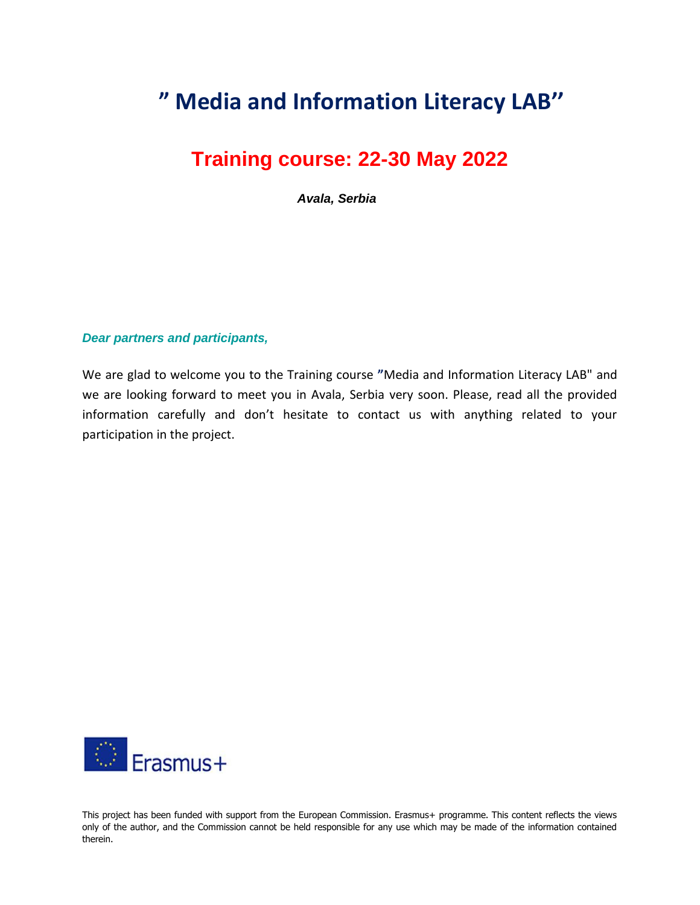# ” Media and Information Literacy LAB’’

## Training course: 22-30 May 2022

***Avala, Serbia***

***Dear partners and participants,***

We are glad to welcome you to the Training course ”Media and Information Literacy LAB" and we are looking forward to meet you in Avala, Serbia very soon. Please, read all the provided information carefully and don’t hesitate to contact us with anything related to your participation in the project.

Erasmus+

This project has been funded with support from the European Commission. Erasmus+ programme. This content reflects the views only of the author, and the Commission cannot be held responsible for any use which may be made of the information contained therein.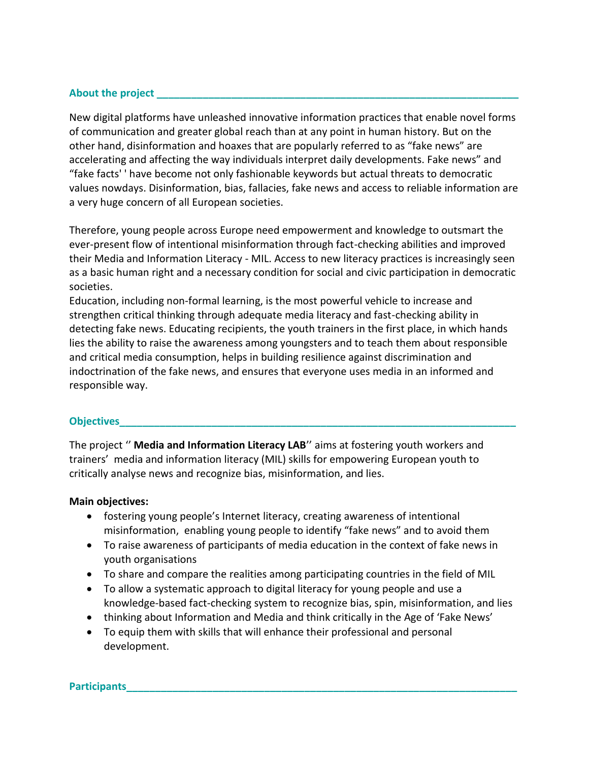## About the project

New digital platforms have unleashed innovative information practices that enable novel forms of communication and greater global reach than at any point in human history. But on the other hand, disinformation and hoaxes that are popularly referred to as "fake news" are accelerating and affecting the way individuals interpret daily developments. Fake news" and "fake facts' ' have become not only fashionable keywords but actual threats to democratic values nowdays. Disinformation, bias, fallacies, fake news and access to reliable information are a very huge concern of all European societies.

Therefore, young people across Europe need empowerment and knowledge to outsmart the ever-present flow of intentional misinformation through fact-checking abilities and improved their Media and Information Literacy - MIL. Access to new literacy practices is increasingly seen as a basic human right and a necessary condition for social and civic participation in democratic societies.
Education, including non-formal learning, is the most powerful vehicle to increase and strengthen critical thinking through adequate media literacy and fast-checking ability in detecting fake news. Educating recipients, the youth trainers in the first place, in which hands lies the ability to raise the awareness among youngsters and to teach them about responsible and critical media consumption, helps in building resilience against discrimination and indoctrination of the fake news, and ensures that everyone uses media in an informed and responsible way.

## Objectives

The project '' **Media and Information Literacy LAB**'' aims at fostering youth workers and trainers' media and information literacy (MIL) skills for empowering European youth to critically analyse news and recognize bias, misinformation, and lies.

**Main objectives:**

- fostering young people's Internet literacy, creating awareness of intentional misinformation, enabling young people to identify "fake news" and to avoid them
- To raise awareness of participants of media education in the context of fake news in youth organisations
- To share and compare the realities among participating countries in the field of MIL
- To allow a systematic approach to digital literacy for young people and use a knowledge-based fact-checking system to recognize bias, spin, misinformation, and lies
- thinking about Information and Media and think critically in the Age of 'Fake News'
- To equip them with skills that will enhance their professional and personal development.

## Participants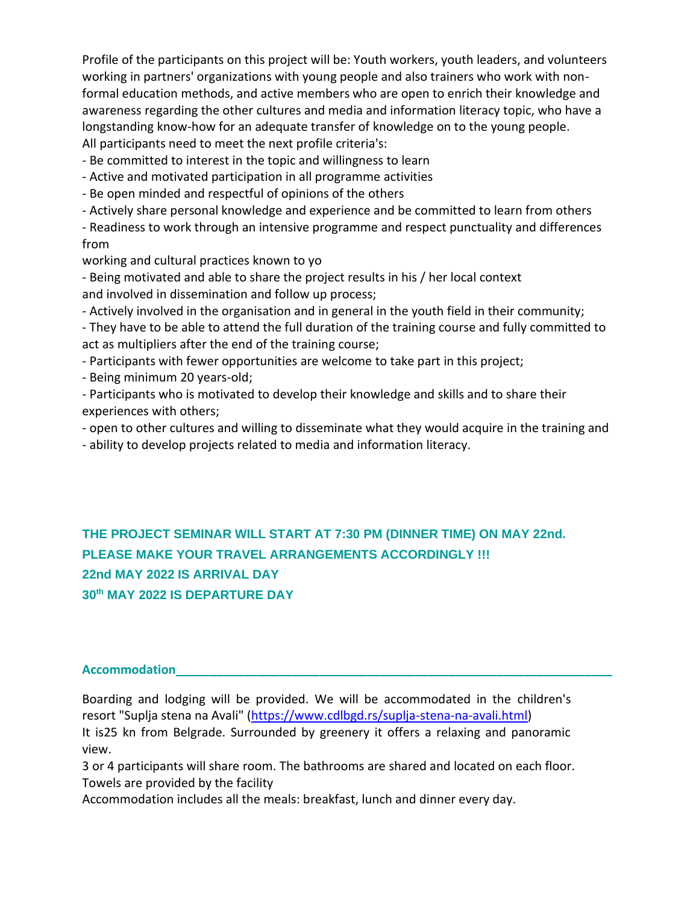Profile of the participants on this project will be: Youth workers, youth leaders, and volunteers working in partners' organizations with young people and also trainers who work with non-formal education methods, and active members who are open to enrich their knowledge and awareness regarding the other cultures and media and information literacy topic, who have a longstanding know-how for an adequate transfer of knowledge on to the young people.
All participants need to meet the next profile criteria's:

- Be committed to interest in the topic and willingness to learn
- Active and motivated participation in all programme activities
- Be open minded and respectful of opinions of the others
- Actively share personal knowledge and experience and be committed to learn from others
- Readiness to work through an intensive programme and respect punctuality and differences from
working and cultural practices known to yo
- Being motivated and able to share the project results in his / her local context
and involved in dissemination and follow up process;
- Actively involved in the organisation and in general in the youth field in their community;
- They have to be able to attend the full duration of the training course and fully committed to act as multipliers after the end of the training course;
- Participants with fewer opportunities are welcome to take part in this project;
- Being minimum 20 years-old;
- Participants who is motivated to develop their knowledge and skills and to share their experiences with others;
- open to other cultures and willing to disseminate what they would acquire in the training and
- ability to develop projects related to media and information literacy.

**THE PROJECT SEMINAR WILL START AT 7:30 PM (DINNER TIME) ON MAY 22nd.**
**PLEASE MAKE YOUR TRAVEL ARRANGEMENTS ACCORDINGLY !!!**
**22nd MAY 2022 IS ARRIVAL DAY**
**30th MAY 2022 IS DEPARTURE DAY**

**Accommodation**

Boarding and lodging will be provided. We will be accommodated in the children's resort "Suplja stena na Avali" (https://www.cdlbgd.rs/suplja-stena-na-avali.html)
It is25 kn from Belgrade. Surrounded by greenery it offers a relaxing and panoramic view.
3 or 4 participants will share room. The bathrooms are shared and located on each floor.
Towels are provided by the facility
Accommodation includes all the meals: breakfast, lunch and dinner every day.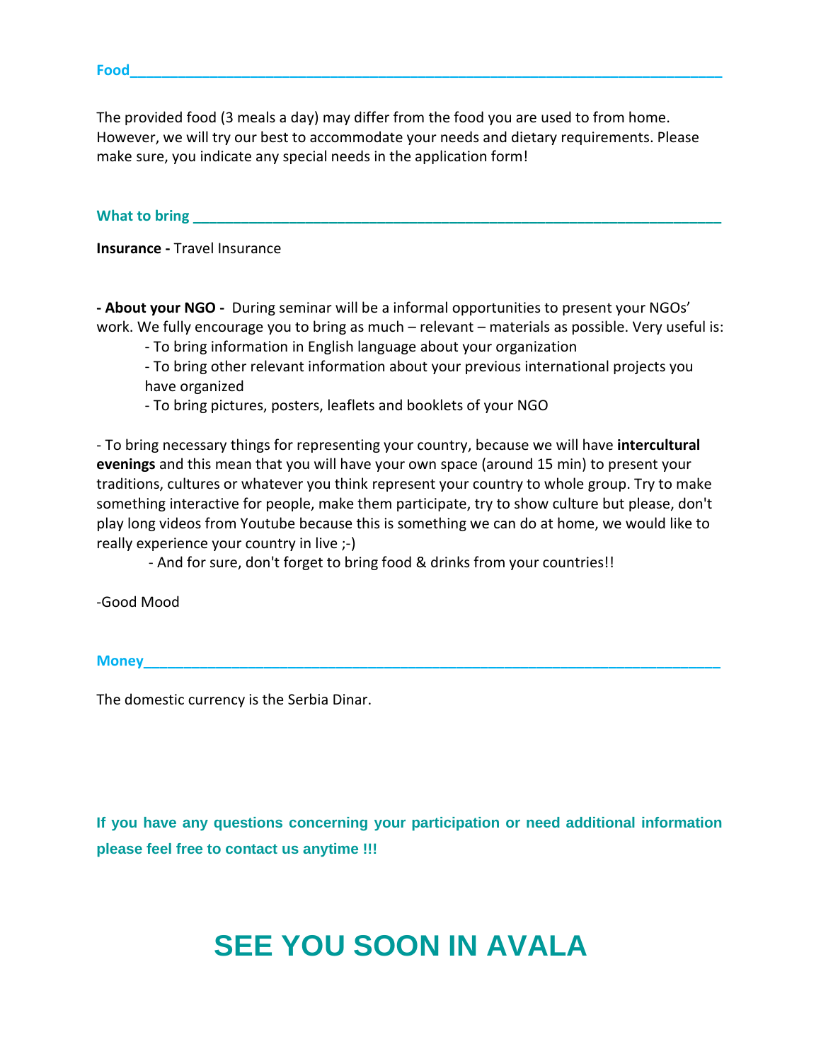## Food

The provided food (3 meals a day) may differ from the food you are used to from home. However, we will try our best to accommodate your needs and dietary requirements. Please make sure, you indicate any special needs in the application form!

## What to bring

**Insurance -** Travel Insurance

**- About your NGO -** During seminar will be a informal opportunities to present your NGOs' work. We fully encourage you to bring as much – relevant – materials as possible. Very useful is:

- To bring information in English language about your organization
- To bring other relevant information about your previous international projects you have organized
- To bring pictures, posters, leaflets and booklets of your NGO

- To bring necessary things for representing your country, because we will have **intercultural evenings** and this mean that you will have your own space (around 15 min) to present your traditions, cultures or whatever you think represent your country to whole group. Try to make something interactive for people, make them participate, try to show culture but please, don't play long videos from Youtube because this is something we can do at home, we would like to really experience your country in live ;-)

- And for sure, don't forget to bring food & drinks from your countries!!

-Good Mood

## Money

The domestic currency is the Serbia Dinar.

**If you have any questions concerning your participation or need additional information please feel free to contact us anytime !!!**

# SEE YOU SOON IN AVALA